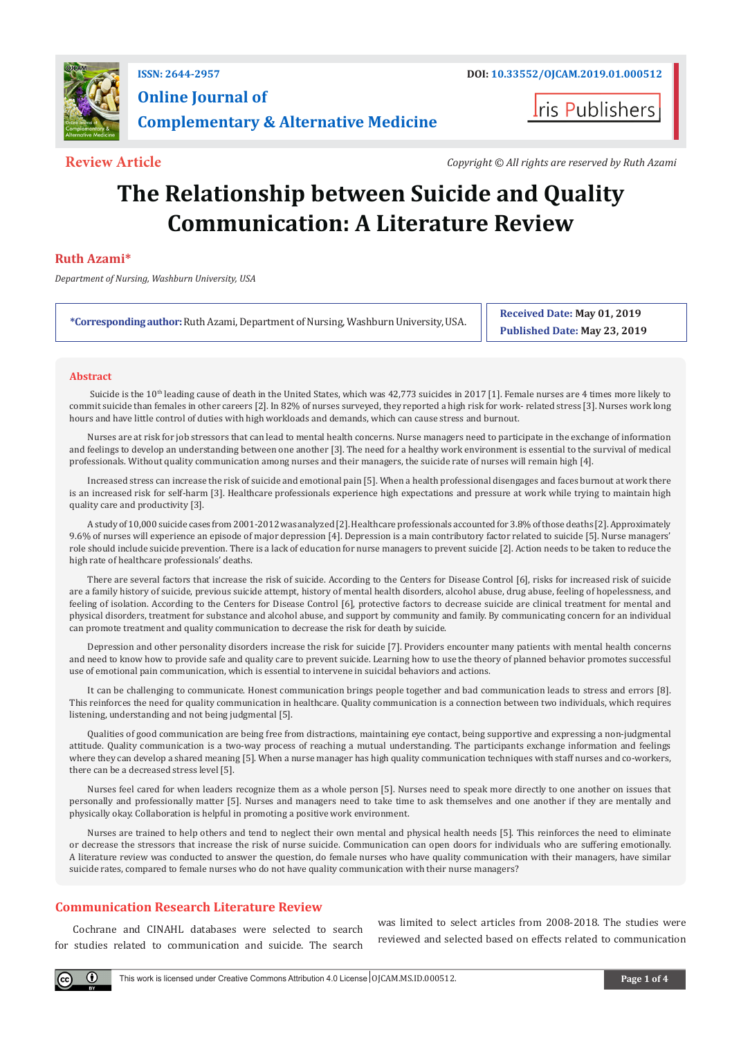ISSN: 2644-2957

DOI: 10.33552/OJCAM.2019.01.000512

Online Journal of Complementary & Alternative Medicine

Iris Publishers

**Review Article**

*Copyright © All rights are reserved by Ruth Azami*

# The Relationship between Suicide and Quality Communication: A Literature Review

**Ruth Azami***

*Department of Nursing, Washburn University, USA*

**\*Corresponding author:** Ruth Azami, Department of Nursing, Washburn University, USA.

**Received Date:** May 01, 2019

**Published Date:** May 23, 2019

## Abstract

Suicide is the 10th leading cause of death in the United States, which was 42,773 suicides in 2017 [1]. Female nurses are 4 times more likely to commit suicide than females in other careers [2]. In 82% of nurses surveyed, they reported a high risk for work- related stress [3]. Nurses work long hours and have little control of duties with high workloads and demands, which can cause stress and burnout.

Nurses are at risk for job stressors that can lead to mental health concerns. Nurse managers need to participate in the exchange of information and feelings to develop an understanding between one another [3]. The need for a healthy work environment is essential to the survival of medical professionals. Without quality communication among nurses and their managers, the suicide rate of nurses will remain high [4].

Increased stress can increase the risk of suicide and emotional pain [5]. When a health professional disengages and faces burnout at work there is an increased risk for self-harm [3]. Healthcare professionals experience high expectations and pressure at work while trying to maintain high quality care and productivity [3].

A study of 10,000 suicide cases from 2001-2012 was analyzed [2]. Healthcare professionals accounted for 3.8% of those deaths [2]. Approximately 9.6% of nurses will experience an episode of major depression [4]. Depression is a main contributory factor related to suicide [5]. Nurse managers' role should include suicide prevention. There is a lack of education for nurse managers to prevent suicide [2]. Action needs to be taken to reduce the high rate of healthcare professionals' deaths.

There are several factors that increase the risk of suicide. According to the Centers for Disease Control [6], risks for increased risk of suicide are a family history of suicide, previous suicide attempt, history of mental health disorders, alcohol abuse, drug abuse, feeling of hopelessness, and feeling of isolation. According to the Centers for Disease Control [6], protective factors to decrease suicide are clinical treatment for mental and physical disorders, treatment for substance and alcohol abuse, and support by community and family. By communicating concern for an individual can promote treatment and quality communication to decrease the risk for death by suicide.

Depression and other personality disorders increase the risk for suicide [7]. Providers encounter many patients with mental health concerns and need to know how to provide safe and quality care to prevent suicide. Learning how to use the theory of planned behavior promotes successful use of emotional pain communication, which is essential to intervene in suicidal behaviors and actions.

It can be challenging to communicate. Honest communication brings people together and bad communication leads to stress and errors [8]. This reinforces the need for quality communication in healthcare. Quality communication is a connection between two individuals, which requires listening, understanding and not being judgmental [5].

Qualities of good communication are being free from distractions, maintaining eye contact, being supportive and expressing a non-judgmental attitude. Quality communication is a two-way process of reaching a mutual understanding. The participants exchange information and feelings where they can develop a shared meaning [5]. When a nurse manager has high quality communication techniques with staff nurses and co-workers, there can be a decreased stress level [5].

Nurses feel cared for when leaders recognize them as a whole person [5]. Nurses need to speak more directly to one another on issues that personally and professionally matter [5]. Nurses and managers need to take time to ask themselves and one another if they are mentally and physically okay. Collaboration is helpful in promoting a positive work environment.

Nurses are trained to help others and tend to neglect their own mental and physical health needs [5]. This reinforces the need to eliminate or decrease the stressors that increase the risk of nurse suicide. Communication can open doors for individuals who are suffering emotionally. A literature review was conducted to answer the question, do female nurses who have quality communication with their managers, have similar suicide rates, compared to female nurses who do not have quality communication with their nurse managers?

## Communication Research Literature Review

Cochrane and CINAHL databases were selected to search for studies related to communication and suicide. The search was limited to select articles from 2008-2018. The studies were reviewed and selected based on effects related to communication

This work is licensed under Creative Commons Attribution 4.0 License | OJCAM.MS.ID.000512.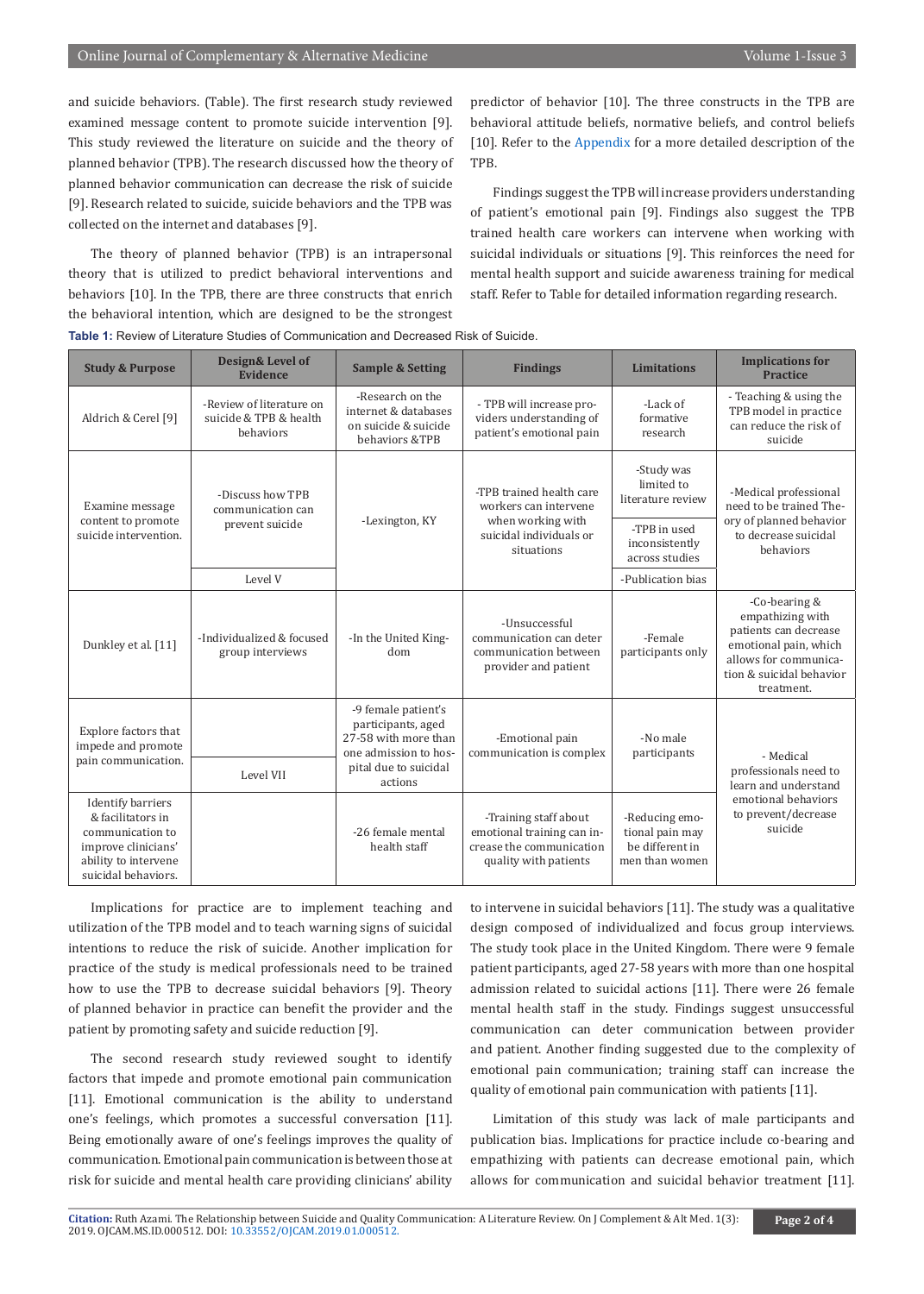and suicide behaviors. (Table). The first research study reviewed examined message content to promote suicide intervention [9]. This study reviewed the literature on suicide and the theory of planned behavior (TPB). The research discussed how the theory of planned behavior communication can decrease the risk of suicide [9]. Research related to suicide, suicide behaviors and the TPB was collected on the internet and databases [9].

The theory of planned behavior (TPB) is an intrapersonal theory that is utilized to predict behavioral interventions and behaviors [10]. In the TPB, there are three constructs that enrich the behavioral intention, which are designed to be the strongest predictor of behavior [10]. The three constructs in the TPB are behavioral attitude beliefs, normative beliefs, and control beliefs [10]. Refer to the Appendix for a more detailed description of the TPB.

Findings suggest the TPB will increase providers understanding of patient's emotional pain [9]. Findings also suggest the TPB trained health care workers can intervene when working with suicidal individuals or situations [9]. This reinforces the need for mental health support and suicide awareness training for medical staff. Refer to Table for detailed information regarding research.

**Table 1:** Review of Literature Studies of Communication and Decreased Risk of Suicide.

| Study & Purpose | Design& Level of Evidence | Sample & Setting | Findings | Limitations | Implications for Practice |
|---|---|---|---|---|---|
| Aldrich & Cerel [9] | -Review of literature on suicide & TPB & health behaviors | -Research on the internet & databases on suicide & suicide behaviors &TPB | - TPB will increase providers understanding of patient's emotional pain | -Lack of formative research | - Teaching & using the TPB model in practice can reduce the risk of suicide |
| Examine message content to promote suicide intervention. | -Discuss how TPB communication can prevent suicide | -Lexington, KY | -TPB trained health care workers can intervene when working with suicidal individuals or situations | -Study was limited to literature review | -Medical professional need to be trained Theory of planned behavior to decrease suicidal behaviors |
| | | | | -TPB in used inconsistently across studies | |
| | Level V | | | -Publication bias | |
| Dunkley et al. [11] | -Individualized & focused group interviews | -In the United Kingdom | -Unsuccessful communication can deter communication between provider and patient | -Female participants only | -Co-bearing & empathizing with patients can decrease emotional pain, which allows for communication & suicidal behavior treatment. |
| Explore factors that impede and promote pain communication. | | -9 female patient's participants, aged 27-58 with more than one admission to hospital due to suicidal actions | -Emotional pain communication is complex | -No male participants | - Medical professionals need to learn and understand emotional behaviors to prevent/decrease suicide |
| | Level VII | | | | |
| Identify barriers & facilitators in communication to improve clinicians' ability to intervene suicidal behaviors. | | -26 female mental health staff | -Training staff about emotional training can increase the communication quality with patients | -Reducing emotional pain may be different in men than women | |

Implications for practice are to implement teaching and utilization of the TPB model and to teach warning signs of suicidal intentions to reduce the risk of suicide. Another implication for practice of the study is medical professionals need to be trained how to use the TPB to decrease suicidal behaviors [9]. Theory of planned behavior in practice can benefit the provider and the patient by promoting safety and suicide reduction [9].

The second research study reviewed sought to identify factors that impede and promote emotional pain communication [11]. Emotional communication is the ability to understand one's feelings, which promotes a successful conversation [11]. Being emotionally aware of one's feelings improves the quality of communication. Emotional pain communication is between those at risk for suicide and mental health care providing clinicians' ability to intervene in suicidal behaviors [11]. The study was a qualitative design composed of individualized and focus group interviews. The study took place in the United Kingdom. There were 9 female patient participants, aged 27-58 years with more than one hospital admission related to suicidal actions [11]. There were 26 female mental health staff in the study. Findings suggest unsuccessful communication can deter communication between provider and patient. Another finding suggested due to the complexity of emotional pain communication; training staff can increase the quality of emotional pain communication with patients [11].

Limitation of this study was lack of male participants and publication bias. Implications for practice include co-bearing and empathizing with patients can decrease emotional pain, which allows for communication and suicidal behavior treatment [11].

**Citation:** Ruth Azami. The Relationship between Suicide and Quality Communication: A Literature Review. On J Complement & Alt Med. 1(3): 2019. OJCAM.MS.ID.000512. DOI: 10.33552/OJCAM.2019.01.000512.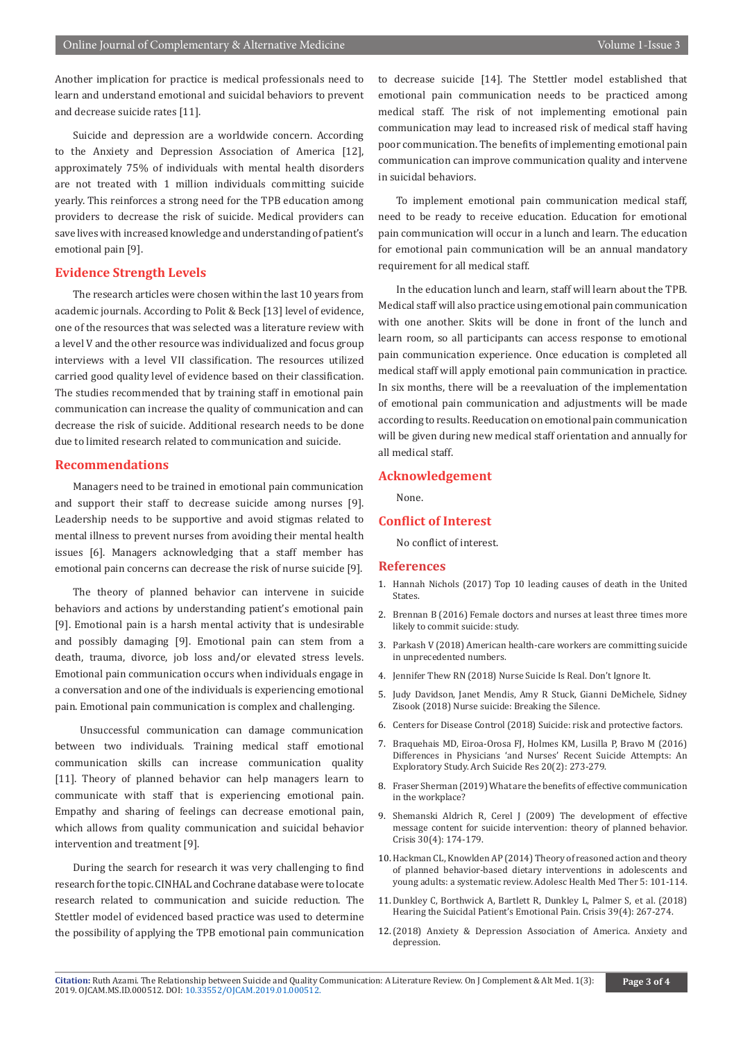Another implication for practice is medical professionals need to learn and understand emotional and suicidal behaviors to prevent and decrease suicide rates [11].

Suicide and depression are a worldwide concern. According to the Anxiety and Depression Association of America [12], approximately 75% of individuals with mental health disorders are not treated with 1 million individuals committing suicide yearly. This reinforces a strong need for the TPB education among providers to decrease the risk of suicide. Medical providers can save lives with increased knowledge and understanding of patient's emotional pain [9].

## Evidence Strength Levels

The research articles were chosen within the last 10 years from academic journals. According to Polit & Beck [13] level of evidence, one of the resources that was selected was a literature review with a level V and the other resource was individualized and focus group interviews with a level VII classification. The resources utilized carried good quality level of evidence based on their classification. The studies recommended that by training staff in emotional pain communication can increase the quality of communication and can decrease the risk of suicide. Additional research needs to be done due to limited research related to communication and suicide.

## Recommendations

Managers need to be trained in emotional pain communication and support their staff to decrease suicide among nurses [9]. Leadership needs to be supportive and avoid stigmas related to mental illness to prevent nurses from avoiding their mental health issues [6]. Managers acknowledging that a staff member has emotional pain concerns can decrease the risk of nurse suicide [9].

The theory of planned behavior can intervene in suicide behaviors and actions by understanding patient's emotional pain [9]. Emotional pain is a harsh mental activity that is undesirable and possibly damaging [9]. Emotional pain can stem from a death, trauma, divorce, job loss and/or elevated stress levels. Emotional pain communication occurs when individuals engage in a conversation and one of the individuals is experiencing emotional pain. Emotional pain communication is complex and challenging.

Unsuccessful communication can damage communication between two individuals. Training medical staff emotional communication skills can increase communication quality [11]. Theory of planned behavior can help managers learn to communicate with staff that is experiencing emotional pain. Empathy and sharing of feelings can decrease emotional pain, which allows from quality communication and suicidal behavior intervention and treatment [9].

During the search for research it was very challenging to find research for the topic. CINHAL and Cochrane database were to locate research related to communication and suicide reduction. The Stettler model of evidenced based practice was used to determine the possibility of applying the TPB emotional pain communication to decrease suicide [14]. The Stettler model established that emotional pain communication needs to be practiced among medical staff. The risk of not implementing emotional pain communication may lead to increased risk of medical staff having poor communication. The benefits of implementing emotional pain communication can improve communication quality and intervene in suicidal behaviors.

To implement emotional pain communication medical staff, need to be ready to receive education. Education for emotional pain communication will occur in a lunch and learn. The education for emotional pain communication will be an annual mandatory requirement for all medical staff.

In the education lunch and learn, staff will learn about the TPB. Medical staff will also practice using emotional pain communication with one another. Skits will be done in front of the lunch and learn room, so all participants can access response to emotional pain communication experience. Once education is completed all medical staff will apply emotional pain communication in practice. In six months, there will be a reevaluation of the implementation of emotional pain communication and adjustments will be made according to results. Reeducation on emotional pain communication will be given during new medical staff orientation and annually for all medical staff.

## Acknowledgement

None.

## Conflict of Interest

No conflict of interest.

## References

1. Hannah Nichols (2017) Top 10 leading causes of death in the United States.
2. Brennan B (2016) Female doctors and nurses at least three times more likely to commit suicide: study.
3. Parkash V (2018) American health-care workers are committing suicide in unprecedented numbers.
4. Jennifer Thew RN (2018) Nurse Suicide Is Real. Don't Ignore It.
5. Judy Davidson, Janet Mendis, Amy R Stuck, Gianni DeMichele, Sidney Zisook (2018) Nurse suicide: Breaking the Silence.
6. Centers for Disease Control (2018) Suicide: risk and protective factors.
7. Braquehais MD, Eiroa-Orosa FJ, Holmes KM, Lusilla P, Bravo M (2016) Differences in Physicians 'and Nurses' Recent Suicide Attempts: An Exploratory Study. Arch Suicide Res 20(2): 273-279.
8. Fraser Sherman (2019) What are the benefits of effective communication in the workplace?
9. Shemanski Aldrich R, Cerel J (2009) The development of effective message content for suicide intervention: theory of planned behavior. Crisis 30(4): 174-179.
10. Hackman CL, Knowlden AP (2014) Theory of reasoned action and theory of planned behavior-based dietary interventions in adolescents and young adults: a systematic review. Adolesc Health Med Ther 5: 101-114.
11. Dunkley C, Borthwick A, Bartlett R, Dunkley L, Palmer S, et al. (2018) Hearing the Suicidal Patient's Emotional Pain. Crisis 39(4): 267-274.
12. (2018) Anxiety & Depression Association of America. Anxiety and depression.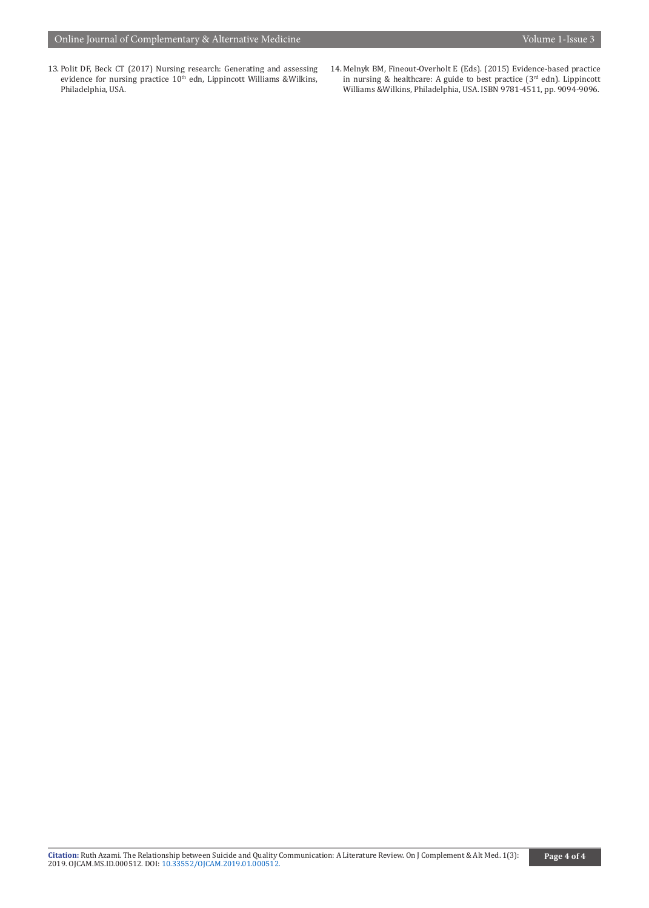13. Polit DF, Beck CT (2017) Nursing research: Generating and assessing evidence for nursing practice 10th edn, Lippincott Williams &Wilkins, Philadelphia, USA.
14. Melnyk BM, Fineout-Overholt E (Eds). (2015) Evidence-based practice in nursing & healthcare: A guide to best practice (3rd edn). Lippincott Williams &Wilkins, Philadelphia, USA. ISBN 9781-4511, pp. 9094-9096.